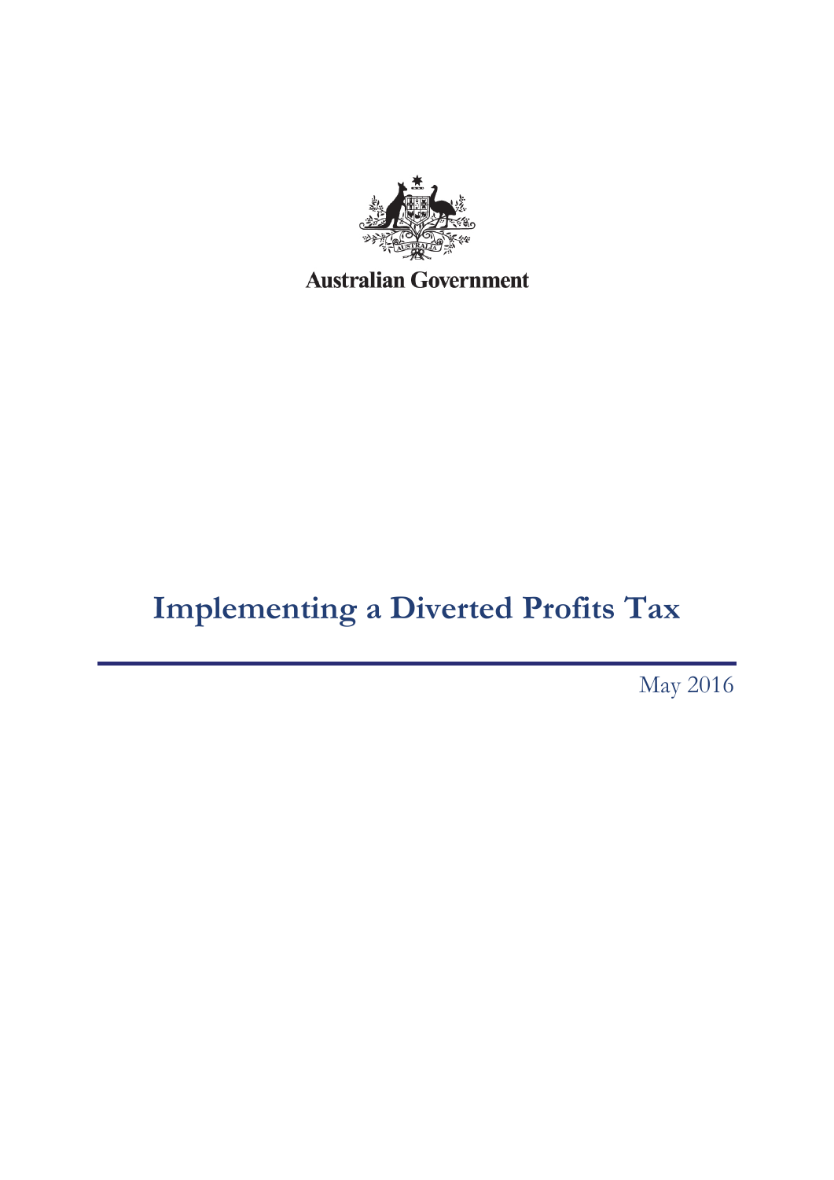Australian Government

# Implementing a Diverted Profits Tax

May 2016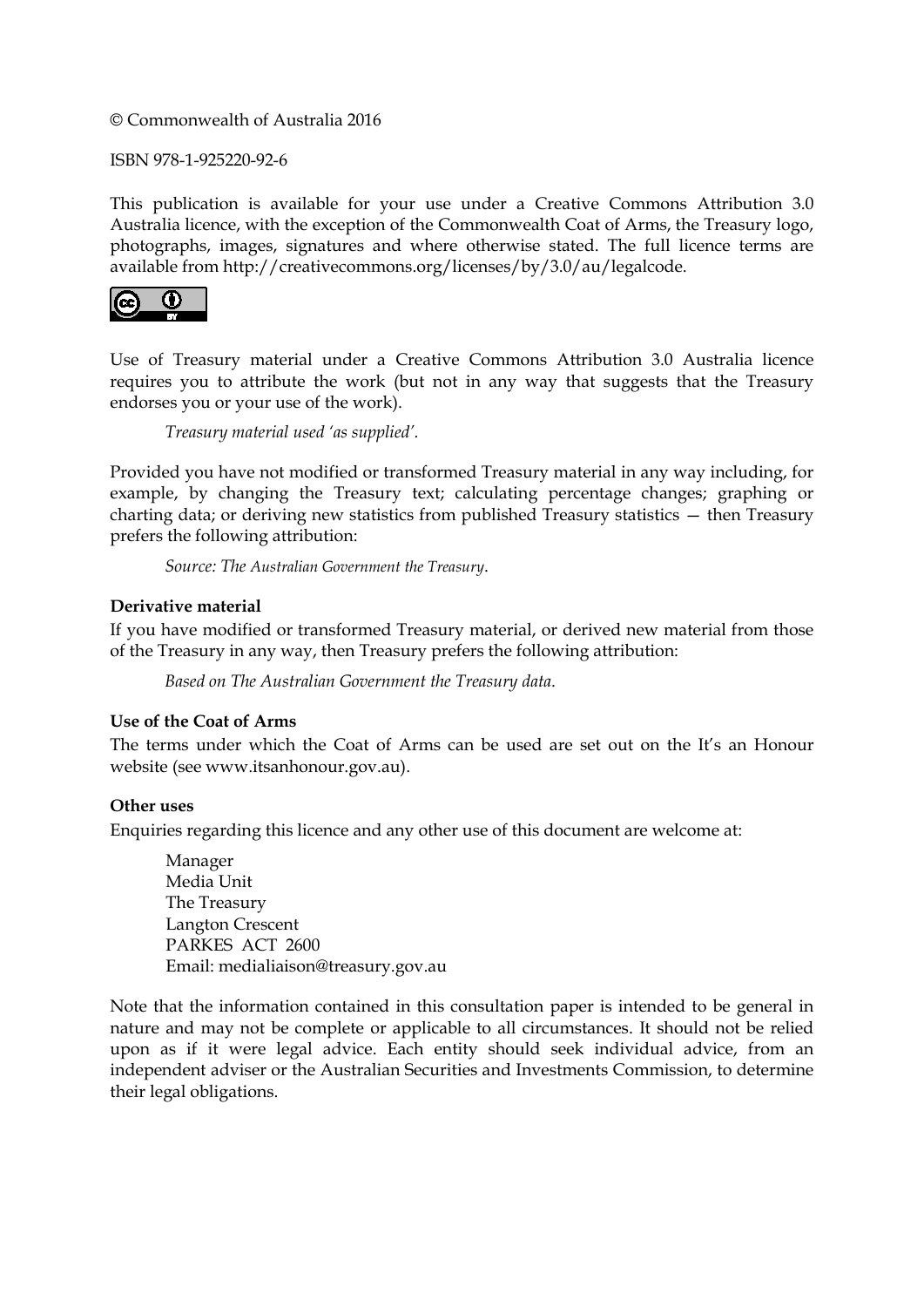© Commonwealth of Australia 2016

ISBN 978-1-925220-92-6

This publication is available for your use under a Creative Commons Attribution 3.0 Australia licence, with the exception of the Commonwealth Coat of Arms, the Treasury logo, photographs, images, signatures and where otherwise stated. The full licence terms are available from http://creativecommons.org/licenses/by/3.0/au/legalcode.

Use of Treasury material under a Creative Commons Attribution 3.0 Australia licence requires you to attribute the work (but not in any way that suggests that the Treasury endorses you or your use of the work).

*Treasury material used 'as supplied'.*

Provided you have not modified or transformed Treasury material in any way including, for example, by changing the Treasury text; calculating percentage changes; graphing or charting data; or deriving new statistics from published Treasury statistics — then Treasury prefers the following attribution:

*Source: The Australian Government the Treasury*.

**Derivative material**

If you have modified or transformed Treasury material, or derived new material from those of the Treasury in any way, then Treasury prefers the following attribution:

*Based on The Australian Government the Treasury data*.

**Use of the Coat of Arms**

The terms under which the Coat of Arms can be used are set out on the It's an Honour website (see www.itsanhonour.gov.au).

**Other uses**

Enquiries regarding this licence and any other use of this document are welcome at:

Manager
Media Unit
The Treasury
Langton Crescent
PARKES ACT 2600
Email: medialiaison@treasury.gov.au

Note that the information contained in this consultation paper is intended to be general in nature and may not be complete or applicable to all circumstances. It should not be relied upon as if it were legal advice. Each entity should seek individual advice, from an independent adviser or the Australian Securities and Investments Commission, to determine their legal obligations.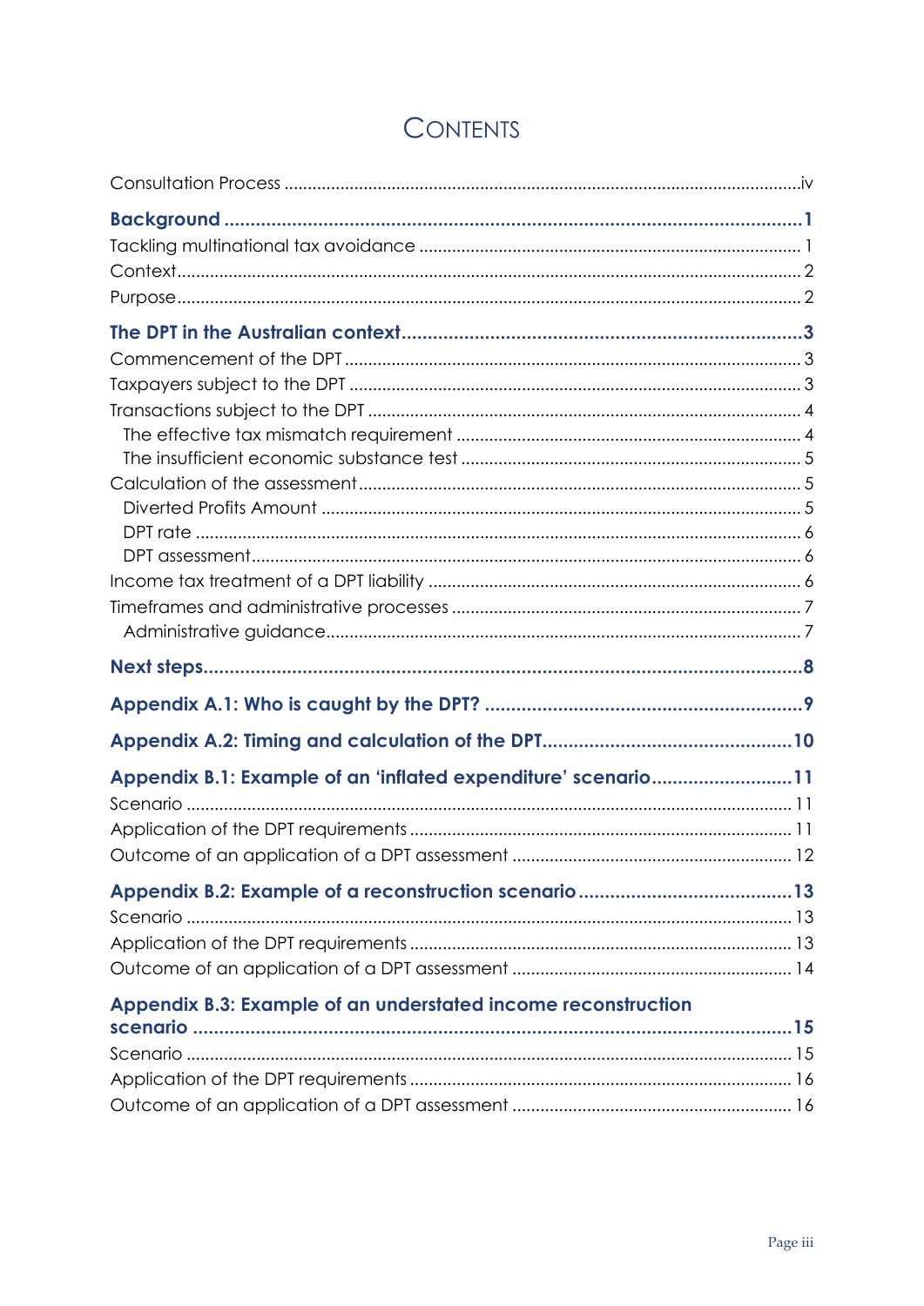# Contents

Consultation Process ....................................................................................................iv

**Background ...................................................................................................1**

Tackling multinational tax avoidance ..................................................................... 1

Context........................................................................................................................ 2

Purpose....................................................................................................................... 2

**The DPT in the Australian context.................................................................3**

Commencement of the DPT .................................................................................... 3

Taxpayers subject to the DPT ................................................................................... 3

Transactions subject to the DPT ............................................................................... 4

The effective tax mismatch requirement ............................................................. 4

The insufficient economic substance test ............................................................. 5

Calculation of the assessment.................................................................................. 5

Diverted Profits Amount .......................................................................................... 5

DPT rate ..................................................................................................................... 6

DPT assessment......................................................................................................... 6

Income tax treatment of a DPT liability ................................................................... 6

Timeframes and administrative processes .............................................................. 7

Administrative guidance......................................................................................... 7

**Next steps.......................................................................................................8**

**Appendix A.1: Who is caught by the DPT? ..................................................9**

**Appendix A.2: Timing and calculation of the DPT....................................10**

**Appendix B.1: Example of an 'inflated expenditure' scenario...................11**

Scenario ................................................................................................................... 11

Application of the DPT requirements ................................................................... 11

Outcome of an application of a DPT assessment .............................................. 12

**Appendix B.2: Example of a reconstruction scenario ...............................13**

Scenario ................................................................................................................... 13

Application of the DPT requirements ................................................................... 13

Outcome of an application of a DPT assessment .............................................. 14

**Appendix B.3: Example of an understated income reconstruction scenario .........................................................................................................15**

Scenario ................................................................................................................... 15

Application of the DPT requirements ................................................................... 16

Outcome of an application of a DPT assessment .............................................. 16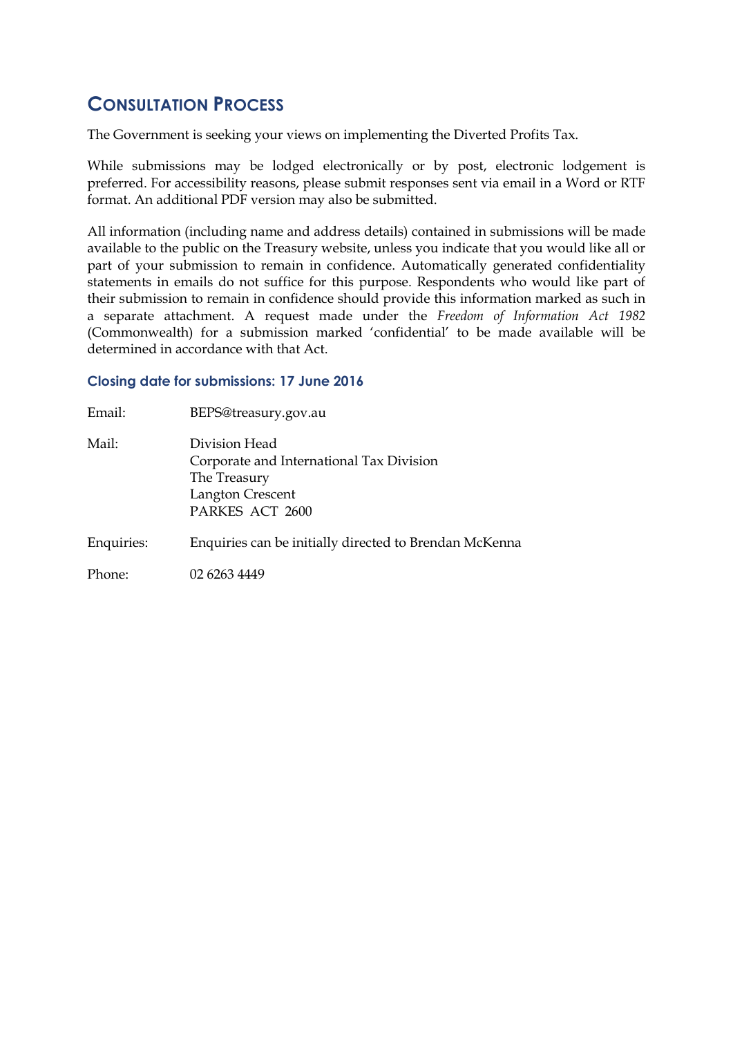## CONSULTATION PROCESS

The Government is seeking your views on implementing the Diverted Profits Tax.

While submissions may be lodged electronically or by post, electronic lodgement is preferred. For accessibility reasons, please submit responses sent via email in a Word or RTF format. An additional PDF version may also be submitted.

All information (including name and address details) contained in submissions will be made available to the public on the Treasury website, unless you indicate that you would like all or part of your submission to remain in confidence. Automatically generated confidentiality statements in emails do not suffice for this purpose. Respondents who would like part of their submission to remain in confidence should provide this information marked as such in a separate attachment. A request made under the *Freedom of Information Act 1982* (Commonwealth) for a submission marked 'confidential' to be made available will be determined in accordance with that Act.

### Closing date for submissions: 17 June 2016

Email: BEPS@treasury.gov.au

Mail: Division Head
Corporate and International Tax Division
The Treasury
Langton Crescent
PARKES ACT 2600

Enquiries: Enquiries can be initially directed to Brendan McKenna

Phone: 02 6263 4449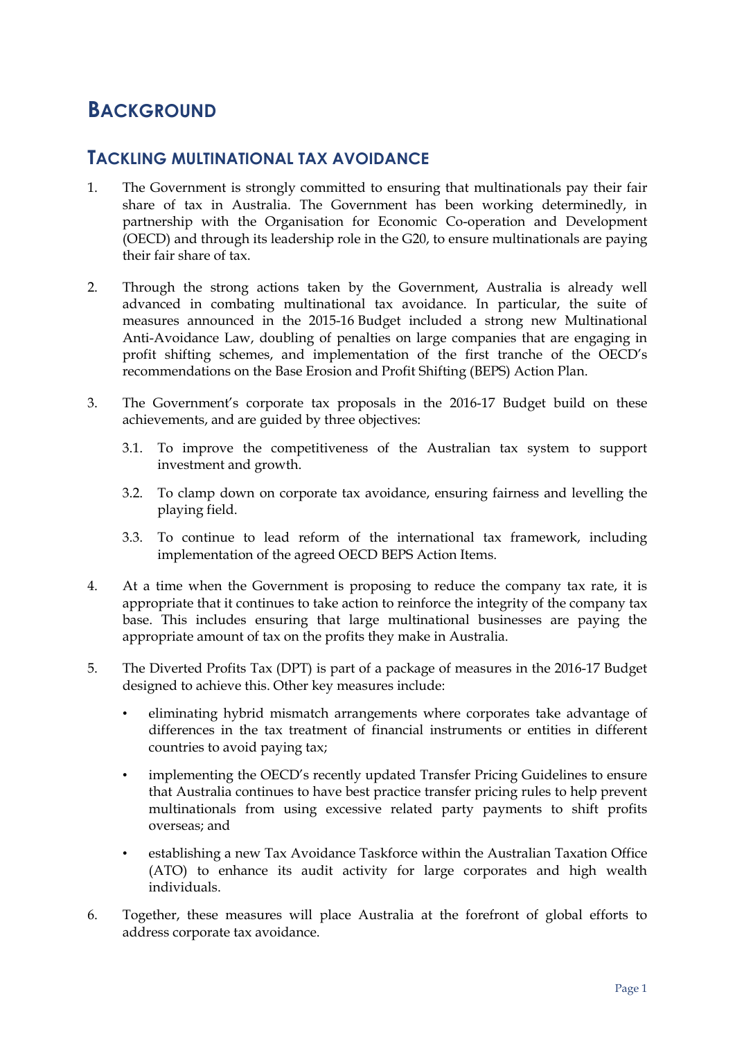# BACKGROUND

## TACKLING MULTINATIONAL TAX AVOIDANCE

1. The Government is strongly committed to ensuring that multinationals pay their fair share of tax in Australia. The Government has been working determinedly, in partnership with the Organisation for Economic Co-operation and Development (OECD) and through its leadership role in the G20, to ensure multinationals are paying their fair share of tax.

2. Through the strong actions taken by the Government, Australia is already well advanced in combating multinational tax avoidance. In particular, the suite of measures announced in the 2015-16 Budget included a strong new Multinational Anti-Avoidance Law, doubling of penalties on large companies that are engaging in profit shifting schemes, and implementation of the first tranche of the OECD's recommendations on the Base Erosion and Profit Shifting (BEPS) Action Plan.

3. The Government's corporate tax proposals in the 2016-17 Budget build on these achievements, and are guided by three objectives:

   3.1. To improve the competitiveness of the Australian tax system to support investment and growth.

   3.2. To clamp down on corporate tax avoidance, ensuring fairness and levelling the playing field.

   3.3. To continue to lead reform of the international tax framework, including implementation of the agreed OECD BEPS Action Items.

4. At a time when the Government is proposing to reduce the company tax rate, it is appropriate that it continues to take action to reinforce the integrity of the company tax base. This includes ensuring that large multinational businesses are paying the appropriate amount of tax on the profits they make in Australia.

5. The Diverted Profits Tax (DPT) is part of a package of measures in the 2016-17 Budget designed to achieve this. Other key measures include:

   - eliminating hybrid mismatch arrangements where corporates take advantage of differences in the tax treatment of financial instruments or entities in different countries to avoid paying tax;
   - implementing the OECD's recently updated Transfer Pricing Guidelines to ensure that Australia continues to have best practice transfer pricing rules to help prevent multinationals from using excessive related party payments to shift profits overseas; and
   - establishing a new Tax Avoidance Taskforce within the Australian Taxation Office (ATO) to enhance its audit activity for large corporates and high wealth individuals.

6. Together, these measures will place Australia at the forefront of global efforts to address corporate tax avoidance.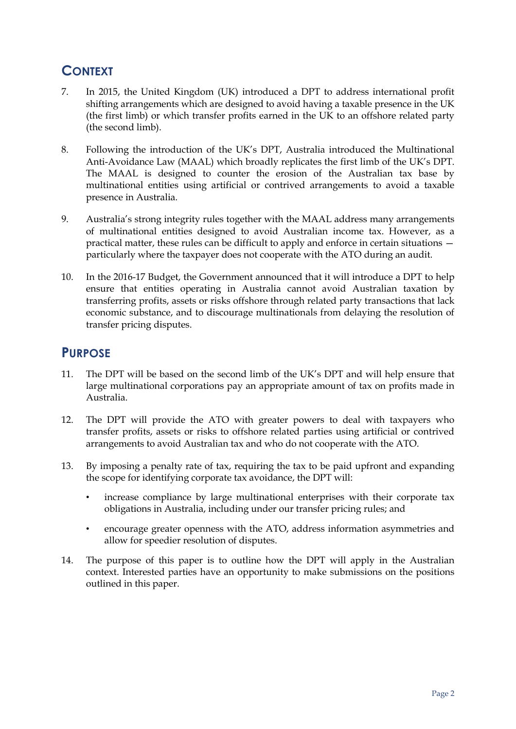## Context

7. In 2015, the United Kingdom (UK) introduced a DPT to address international profit shifting arrangements which are designed to avoid having a taxable presence in the UK (the first limb) or which transfer profits earned in the UK to an offshore related party (the second limb).

8. Following the introduction of the UK's DPT, Australia introduced the Multinational Anti-Avoidance Law (MAAL) which broadly replicates the first limb of the UK's DPT. The MAAL is designed to counter the erosion of the Australian tax base by multinational entities using artificial or contrived arrangements to avoid a taxable presence in Australia.

9. Australia's strong integrity rules together with the MAAL address many arrangements of multinational entities designed to avoid Australian income tax. However, as a practical matter, these rules can be difficult to apply and enforce in certain situations — particularly where the taxpayer does not cooperate with the ATO during an audit.

10. In the 2016-17 Budget, the Government announced that it will introduce a DPT to help ensure that entities operating in Australia cannot avoid Australian taxation by transferring profits, assets or risks offshore through related party transactions that lack economic substance, and to discourage multinationals from delaying the resolution of transfer pricing disputes.

## Purpose

11. The DPT will be based on the second limb of the UK's DPT and will help ensure that large multinational corporations pay an appropriate amount of tax on profits made in Australia.

12. The DPT will provide the ATO with greater powers to deal with taxpayers who transfer profits, assets or risks to offshore related parties using artificial or contrived arrangements to avoid Australian tax and who do not cooperate with the ATO.

13. By imposing a penalty rate of tax, requiring the tax to be paid upfront and expanding the scope for identifying corporate tax avoidance, the DPT will:

   - increase compliance by large multinational enterprises with their corporate tax obligations in Australia, including under our transfer pricing rules; and
   - encourage greater openness with the ATO, address information asymmetries and allow for speedier resolution of disputes.

14. The purpose of this paper is to outline how the DPT will apply in the Australian context. Interested parties have an opportunity to make submissions on the positions outlined in this paper.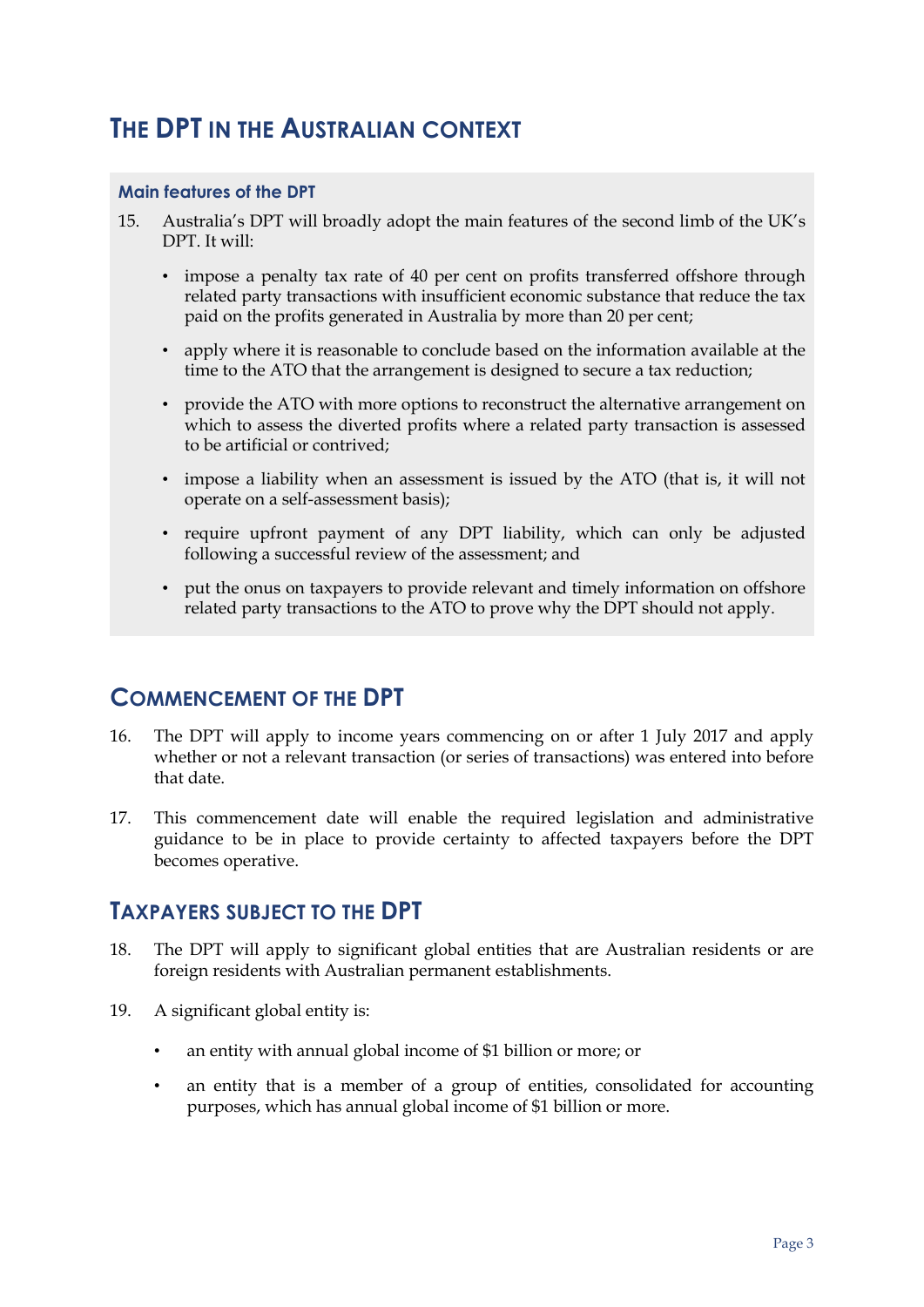## The DPT in the Australian context

### Main features of the DPT

15. Australia's DPT will broadly adopt the main features of the second limb of the UK's DPT. It will:

   - impose a penalty tax rate of 40 per cent on profits transferred offshore through related party transactions with insufficient economic substance that reduce the tax paid on the profits generated in Australia by more than 20 per cent;
   - apply where it is reasonable to conclude based on the information available at the time to the ATO that the arrangement is designed to secure a tax reduction;
   - provide the ATO with more options to reconstruct the alternative arrangement on which to assess the diverted profits where a related party transaction is assessed to be artificial or contrived;
   - impose a liability when an assessment is issued by the ATO (that is, it will not operate on a self-assessment basis);
   - require upfront payment of any DPT liability, which can only be adjusted following a successful review of the assessment; and
   - put the onus on taxpayers to provide relevant and timely information on offshore related party transactions to the ATO to prove why the DPT should not apply.

## Commencement of the DPT

16. The DPT will apply to income years commencing on or after 1 July 2017 and apply whether or not a relevant transaction (or series of transactions) was entered into before that date.

17. This commencement date will enable the required legislation and administrative guidance to be in place to provide certainty to affected taxpayers before the DPT becomes operative.

## Taxpayers subject to the DPT

18. The DPT will apply to significant global entities that are Australian residents or are foreign residents with Australian permanent establishments.

19. A significant global entity is:

   - an entity with annual global income of $1 billion or more; or
   - an entity that is a member of a group of entities, consolidated for accounting purposes, which has annual global income of $1 billion or more.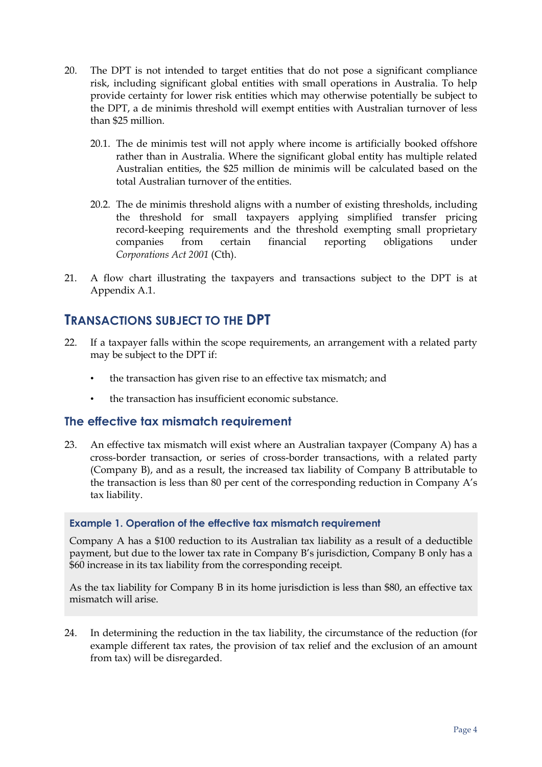20. The DPT is not intended to target entities that do not pose a significant compliance risk, including significant global entities with small operations in Australia. To help provide certainty for lower risk entities which may otherwise potentially be subject to the DPT, a de minimis threshold will exempt entities with Australian turnover of less than $25 million.

    20.1. The de minimis test will not apply where income is artificially booked offshore rather than in Australia. Where the significant global entity has multiple related Australian entities, the $25 million de minimis will be calculated based on the total Australian turnover of the entities.

    20.2. The de minimis threshold aligns with a number of existing thresholds, including the threshold for small taxpayers applying simplified transfer pricing record-keeping requirements and the threshold exempting small proprietary companies from certain financial reporting obligations under *Corporations Act 2001* (Cth).

21. A flow chart illustrating the taxpayers and transactions subject to the DPT is at Appendix A.1.

## Transactions subject to the DPT

22. If a taxpayer falls within the scope requirements, an arrangement with a related party may be subject to the DPT if:

    - the transaction has given rise to an effective tax mismatch; and
    - the transaction has insufficient economic substance.

### The effective tax mismatch requirement

23. An effective tax mismatch will exist where an Australian taxpayer (Company A) has a cross-border transaction, or series of cross-border transactions, with a related party (Company B), and as a result, the increased tax liability of Company B attributable to the transaction is less than 80 per cent of the corresponding reduction in Company A's tax liability.

> **Example 1. Operation of the effective tax mismatch requirement**
>
> Company A has a $100 reduction to its Australian tax liability as a result of a deductible payment, but due to the lower tax rate in Company B's jurisdiction, Company B only has a $60 increase in its tax liability from the corresponding receipt.
>
> As the tax liability for Company B in its home jurisdiction is less than $80, an effective tax mismatch will arise.

24. In determining the reduction in the tax liability, the circumstance of the reduction (for example different tax rates, the provision of tax relief and the exclusion of an amount from tax) will be disregarded.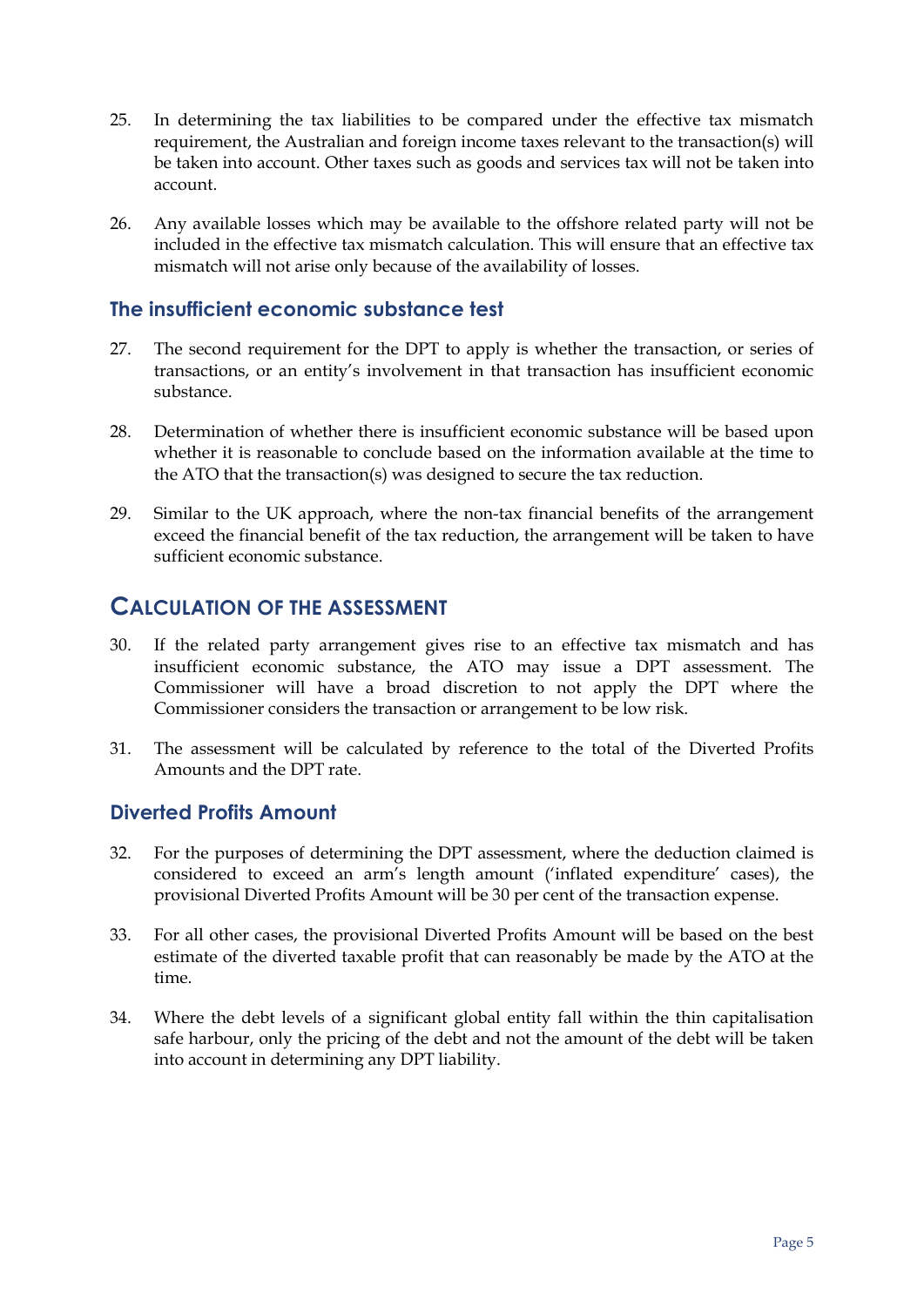25. In determining the tax liabilities to be compared under the effective tax mismatch requirement, the Australian and foreign income taxes relevant to the transaction(s) will be taken into account. Other taxes such as goods and services tax will not be taken into account.

26. Any available losses which may be available to the offshore related party will not be included in the effective tax mismatch calculation. This will ensure that an effective tax mismatch will not arise only because of the availability of losses.

### The insufficient economic substance test

27. The second requirement for the DPT to apply is whether the transaction, or series of transactions, or an entity's involvement in that transaction has insufficient economic substance.

28. Determination of whether there is insufficient economic substance will be based upon whether it is reasonable to conclude based on the information available at the time to the ATO that the transaction(s) was designed to secure the tax reduction.

29. Similar to the UK approach, where the non-tax financial benefits of the arrangement exceed the financial benefit of the tax reduction, the arrangement will be taken to have sufficient economic substance.

## Calculation of the assessment

30. If the related party arrangement gives rise to an effective tax mismatch and has insufficient economic substance, the ATO may issue a DPT assessment. The Commissioner will have a broad discretion to not apply the DPT where the Commissioner considers the transaction or arrangement to be low risk.

31. The assessment will be calculated by reference to the total of the Diverted Profits Amounts and the DPT rate.

### Diverted Profits Amount

32. For the purposes of determining the DPT assessment, where the deduction claimed is considered to exceed an arm's length amount ('inflated expenditure' cases), the provisional Diverted Profits Amount will be 30 per cent of the transaction expense.

33. For all other cases, the provisional Diverted Profits Amount will be based on the best estimate of the diverted taxable profit that can reasonably be made by the ATO at the time.

34. Where the debt levels of a significant global entity fall within the thin capitalisation safe harbour, only the pricing of the debt and not the amount of the debt will be taken into account in determining any DPT liability.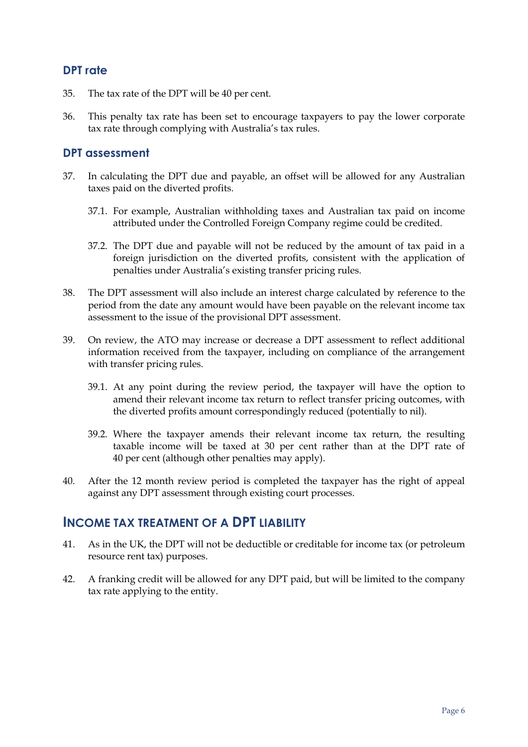## DPT rate

35. The tax rate of the DPT will be 40 per cent.

36. This penalty tax rate has been set to encourage taxpayers to pay the lower corporate tax rate through complying with Australia's tax rules.

## DPT assessment

37. In calculating the DPT due and payable, an offset will be allowed for any Australian taxes paid on the diverted profits.

    37.1. For example, Australian withholding taxes and Australian tax paid on income attributed under the Controlled Foreign Company regime could be credited.

    37.2. The DPT due and payable will not be reduced by the amount of tax paid in a foreign jurisdiction on the diverted profits, consistent with the application of penalties under Australia's existing transfer pricing rules.

38. The DPT assessment will also include an interest charge calculated by reference to the period from the date any amount would have been payable on the relevant income tax assessment to the issue of the provisional DPT assessment.

39. On review, the ATO may increase or decrease a DPT assessment to reflect additional information received from the taxpayer, including on compliance of the arrangement with transfer pricing rules.

    39.1. At any point during the review period, the taxpayer will have the option to amend their relevant income tax return to reflect transfer pricing outcomes, with the diverted profits amount correspondingly reduced (potentially to nil).

    39.2. Where the taxpayer amends their relevant income tax return, the resulting taxable income will be taxed at 30 per cent rather than at the DPT rate of 40 per cent (although other penalties may apply).

40. After the 12 month review period is completed the taxpayer has the right of appeal against any DPT assessment through existing court processes.

# INCOME TAX TREATMENT OF A DPT LIABILITY

41. As in the UK, the DPT will not be deductible or creditable for income tax (or petroleum resource rent tax) purposes.

42. A franking credit will be allowed for any DPT paid, but will be limited to the company tax rate applying to the entity.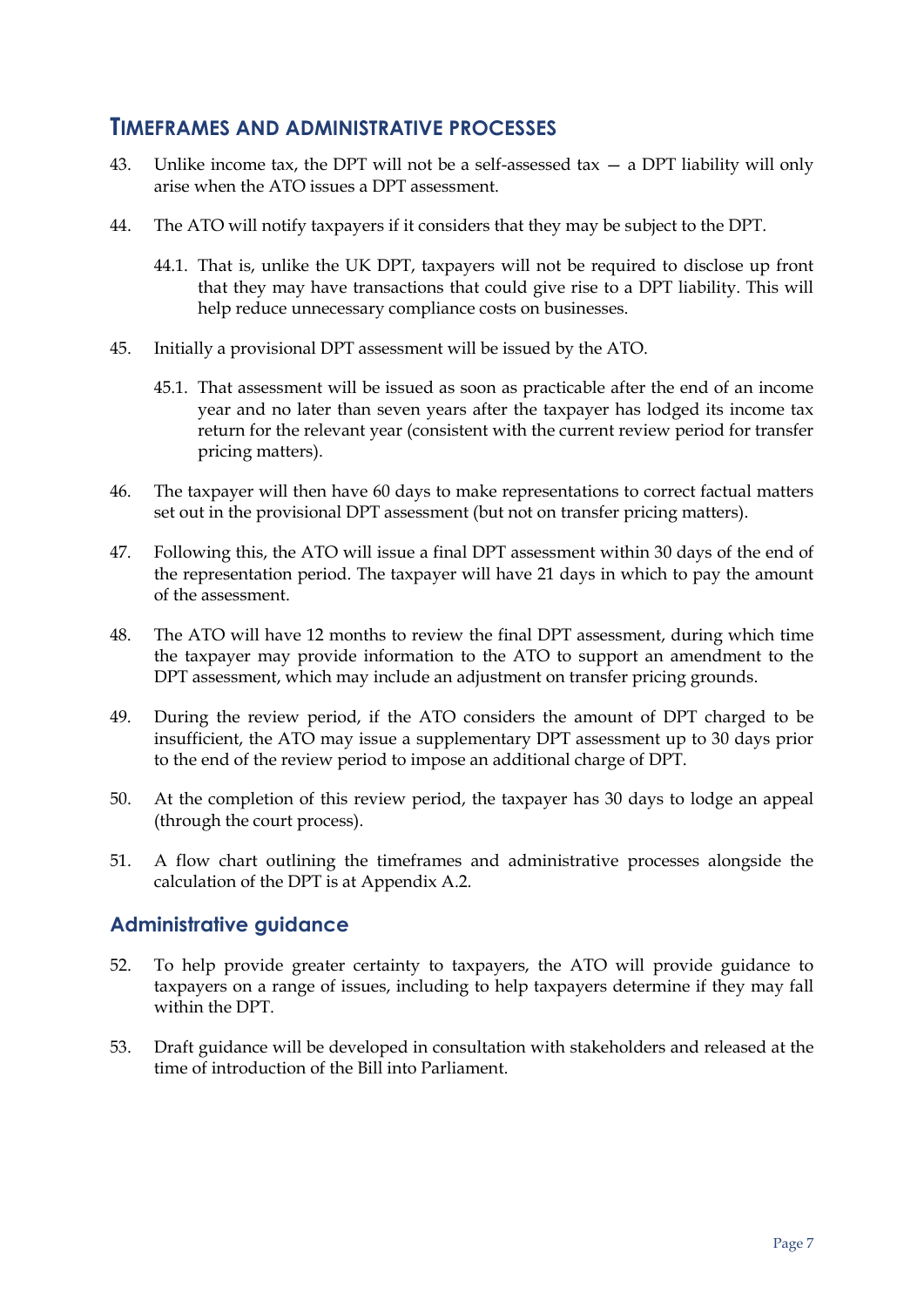## Timeframes and administrative processes

43. Unlike income tax, the DPT will not be a self-assessed tax — a DPT liability will only arise when the ATO issues a DPT assessment.

44. The ATO will notify taxpayers if it considers that they may be subject to the DPT.

    44.1. That is, unlike the UK DPT, taxpayers will not be required to disclose up front that they may have transactions that could give rise to a DPT liability. This will help reduce unnecessary compliance costs on businesses.

45. Initially a provisional DPT assessment will be issued by the ATO.

    45.1. That assessment will be issued as soon as practicable after the end of an income year and no later than seven years after the taxpayer has lodged its income tax return for the relevant year (consistent with the current review period for transfer pricing matters).

46. The taxpayer will then have 60 days to make representations to correct factual matters set out in the provisional DPT assessment (but not on transfer pricing matters).

47. Following this, the ATO will issue a final DPT assessment within 30 days of the end of the representation period. The taxpayer will have 21 days in which to pay the amount of the assessment.

48. The ATO will have 12 months to review the final DPT assessment, during which time the taxpayer may provide information to the ATO to support an amendment to the DPT assessment, which may include an adjustment on transfer pricing grounds.

49. During the review period, if the ATO considers the amount of DPT charged to be insufficient, the ATO may issue a supplementary DPT assessment up to 30 days prior to the end of the review period to impose an additional charge of DPT.

50. At the completion of this review period, the taxpayer has 30 days to lodge an appeal (through the court process).

51. A flow chart outlining the timeframes and administrative processes alongside the calculation of the DPT is at Appendix A.2.

### Administrative guidance

52. To help provide greater certainty to taxpayers, the ATO will provide guidance to taxpayers on a range of issues, including to help taxpayers determine if they may fall within the DPT.

53. Draft guidance will be developed in consultation with stakeholders and released at the time of introduction of the Bill into Parliament.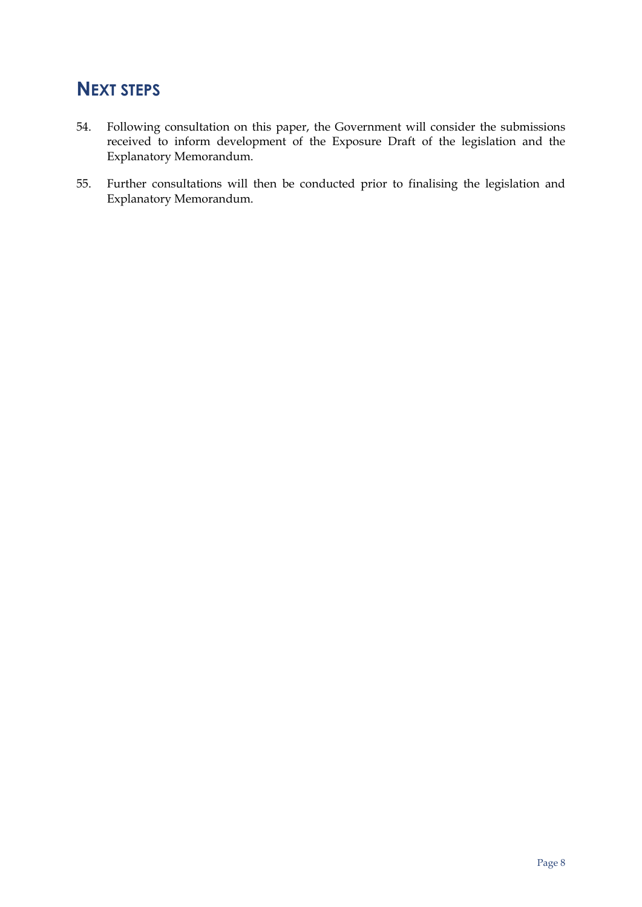# NEXT STEPS

54. Following consultation on this paper, the Government will consider the submissions received to inform development of the Exposure Draft of the legislation and the Explanatory Memorandum.

55. Further consultations will then be conducted prior to finalising the legislation and Explanatory Memorandum.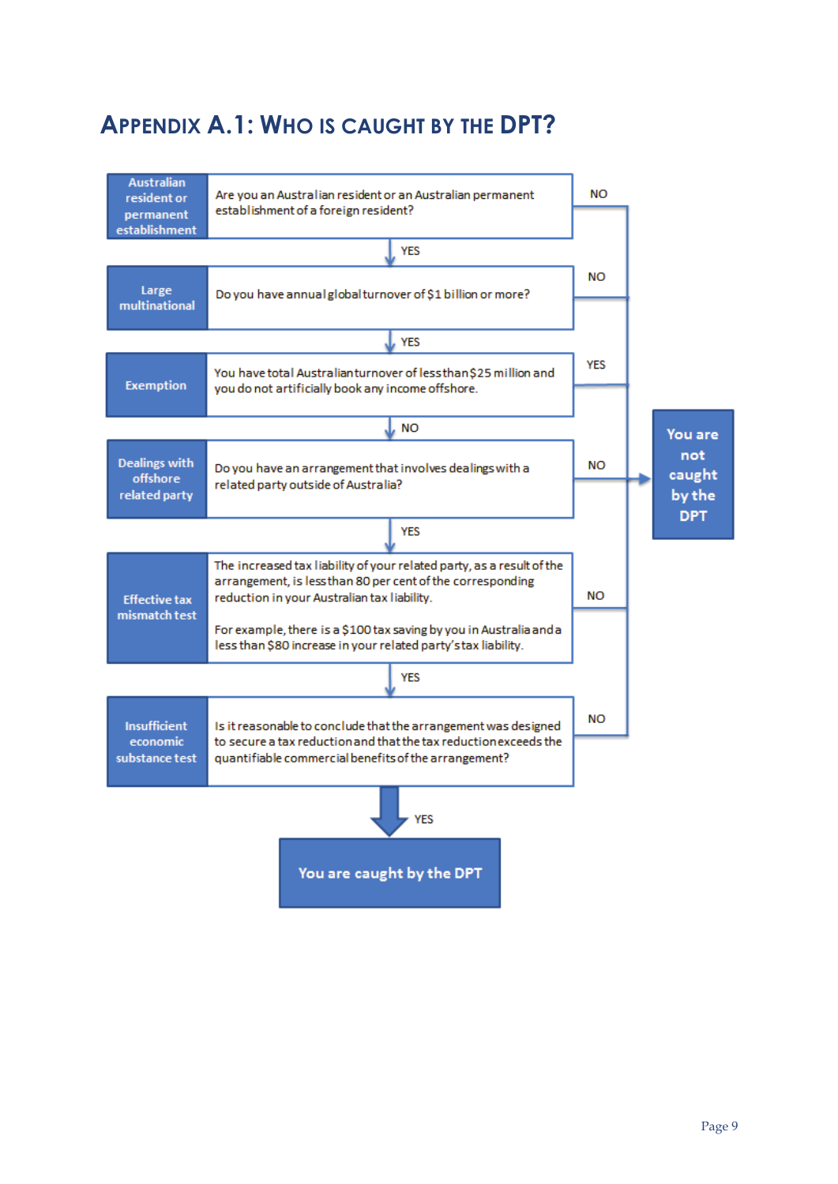# Appendix A.1: Who is caught by the DPT?

**Australian resident or permanent establishment**
Are you an Australian resident or an Australian permanent establishment of a foreign resident?
- NO → You are not caught by the DPT
- YES ↓

**Large multinational**
Do you have annual global turnover of $1 billion or more?
- NO → You are not caught by the DPT
- YES ↓

**Exemption**
You have total Australian turnover of less than $25 million and you do not artificially book any income offshore.
- YES → You are not caught by the DPT
- NO ↓

**Dealings with offshore related party**
Do you have an arrangement that involves dealings with a related party outside of Australia?
- NO → You are not caught by the DPT
- YES ↓

**Effective tax mismatch test**
The increased tax liability of your related party, as a result of the arrangement, is less than 80 per cent of the corresponding reduction in your Australian tax liability.

For example, there is a $100 tax saving by you in Australia and a less than $80 increase in your related party's tax liability.
- NO → You are not caught by the DPT
- YES ↓

**Insufficient economic substance test**
Is it reasonable to conclude that the arrangement was designed to secure a tax reduction and that the tax reduction exceeds the quantifiable commercial benefits of the arrangement?
- NO → You are not caught by the DPT
- YES ↓

**You are caught by the DPT**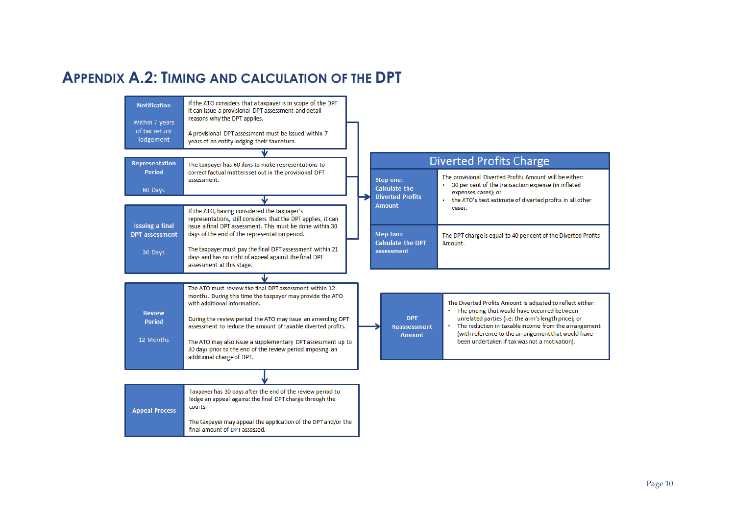# Appendix A.2: Timing and Calculation of the DPT

| Stage | Description |
| --- | --- |
| **Notification**<br><br>Within 7 years of tax return lodgement | If the ATO considers that a taxpayer is in scope of the DPT it can issue a provisional DPT assessment and detail reasons why the DPT applies.<br><br>A provisional DPT assessment must be issued within 7 years of an entity lodging their tax return. |
| **Representation Period**<br><br>60 Days | The taxpayer has 60 days to make representations to correct factual matters set out in the provisional DPT assessment. |
| **Issuing a final DPT assessment**<br><br>30 Days | If the ATO, having considered the taxpayer's representations, still considers that the DPT applies, it can issue a final DPT assessment. This must be done within 30 days of the end of the representation period.<br><br>The taxpayer must pay the final DPT assessment within 21 days and has no right of appeal against the final DPT assessment at this stage. |
| **Review Period**<br><br>12 Months | The ATO must review the final DPT assessment within 12 months. During this time the taxpayer may provide the ATO with additional information.<br><br>During the review period the ATO may issue an amending DPT assessment to reduce the amount of taxable diverted profits.<br><br>The ATO may also issue a supplementary DPT assessment up to 30 days prior to the end of the review period imposing an additional charge of DPT. |
| **Appeal Process** | Taxpayer has 30 days after the end of the review period to lodge an appeal against the final DPT charge through the courts.<br><br>The taxpayer may appeal the application of the DPT and/or the final amount of DPT assessed. |

## Diverted Profits Charge

| Step | Description |
| --- | --- |
| **Step one: Calculate the Diverted Profits Amount** | The provisional Diverted Profits Amount will be either:<br>• 30 per cent of the transaction expense (in inflated expenses cases); or<br>• the ATO's best estimate of diverted profits in all other cases. |
| **Step two: Calculate the DPT assessment** | The DPT charge is equal to 40 per cent of the Diverted Profits Amount. |

| | |
| --- | --- |
| **DPT Reassessment Amount** | The Diverted Profits Amount is adjusted to reflect either:<br>• The pricing that would have occurred between unrelated parties (i.e. the arm's length price); or<br>• The reduction in taxable income from the arrangement (with reference to the arrangement that would have been undertaken if tax was not a motivation). |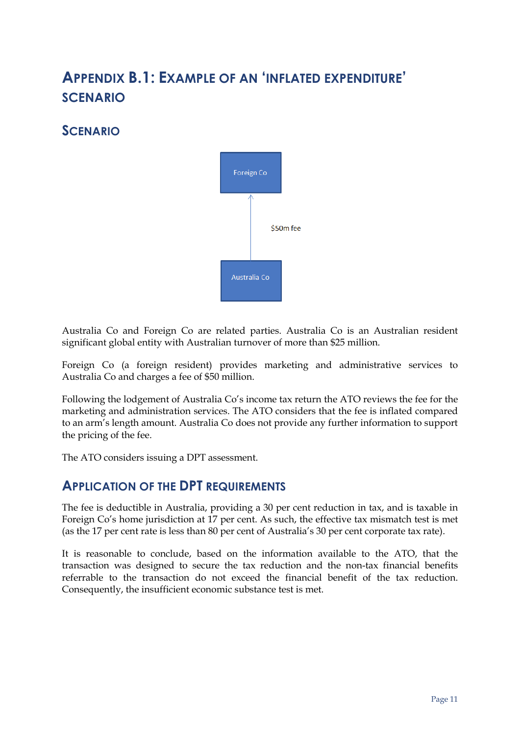# Appendix B.1: Example of an 'inflated expenditure' scenario

## Scenario

Foreign Co

$50m fee

Australia Co

Australia Co and Foreign Co are related parties. Australia Co is an Australian resident significant global entity with Australian turnover of more than $25 million.

Foreign Co (a foreign resident) provides marketing and administrative services to Australia Co and charges a fee of $50 million.

Following the lodgement of Australia Co's income tax return the ATO reviews the fee for the marketing and administration services. The ATO considers that the fee is inflated compared to an arm's length amount. Australia Co does not provide any further information to support the pricing of the fee.

The ATO considers issuing a DPT assessment.

## Application of the DPT requirements

The fee is deductible in Australia, providing a 30 per cent reduction in tax, and is taxable in Foreign Co's home jurisdiction at 17 per cent. As such, the effective tax mismatch test is met (as the 17 per cent rate is less than 80 per cent of Australia's 30 per cent corporate tax rate).

It is reasonable to conclude, based on the information available to the ATO, that the transaction was designed to secure the tax reduction and the non-tax financial benefits referrable to the transaction do not exceed the financial benefit of the tax reduction. Consequently, the insufficient economic substance test is met.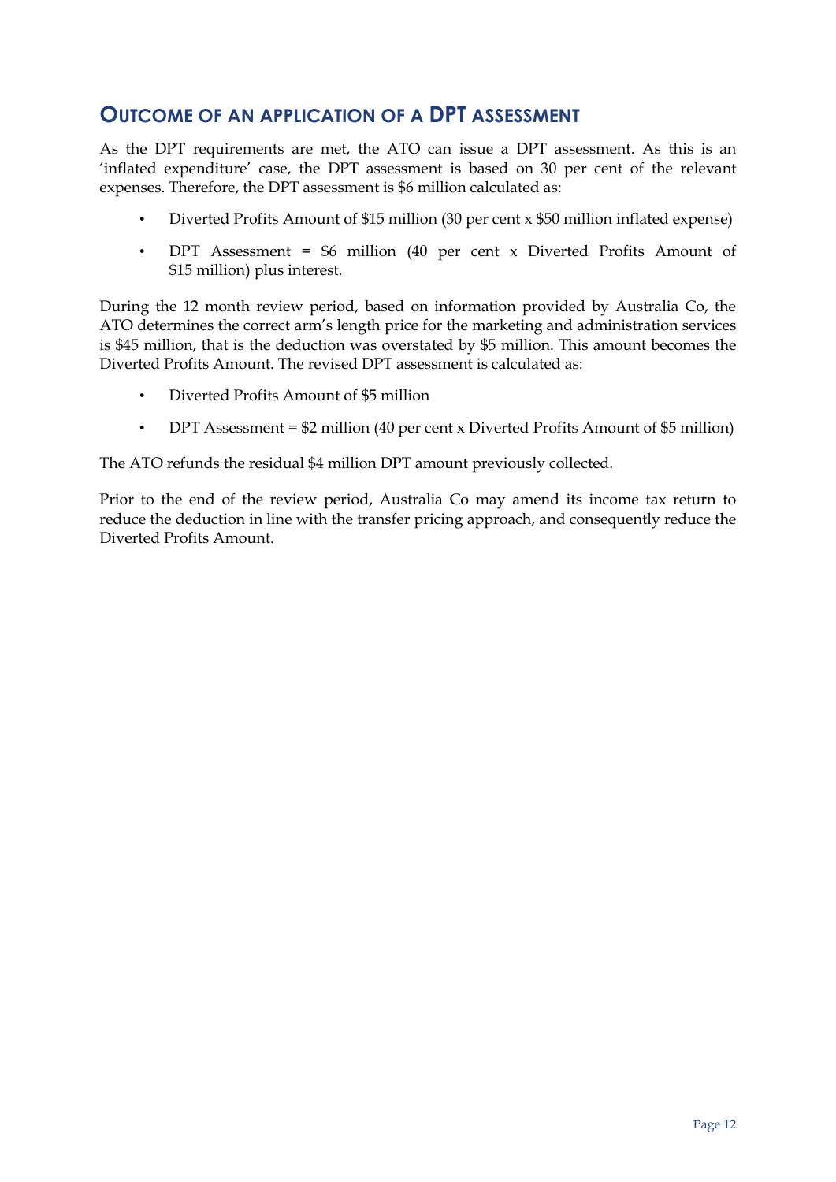## OUTCOME OF AN APPLICATION OF A DPT ASSESSMENT

As the DPT requirements are met, the ATO can issue a DPT assessment. As this is an 'inflated expenditure' case, the DPT assessment is based on 30 per cent of the relevant expenses. Therefore, the DPT assessment is $6 million calculated as:

- Diverted Profits Amount of $15 million (30 per cent x $50 million inflated expense)
- DPT Assessment = $6 million (40 per cent x Diverted Profits Amount of $15 million) plus interest.

During the 12 month review period, based on information provided by Australia Co, the ATO determines the correct arm's length price for the marketing and administration services is $45 million, that is the deduction was overstated by $5 million. This amount becomes the Diverted Profits Amount. The revised DPT assessment is calculated as:

- Diverted Profits Amount of $5 million
- DPT Assessment = $2 million (40 per cent x Diverted Profits Amount of $5 million)

The ATO refunds the residual $4 million DPT amount previously collected.

Prior to the end of the review period, Australia Co may amend its income tax return to reduce the deduction in line with the transfer pricing approach, and consequently reduce the Diverted Profits Amount.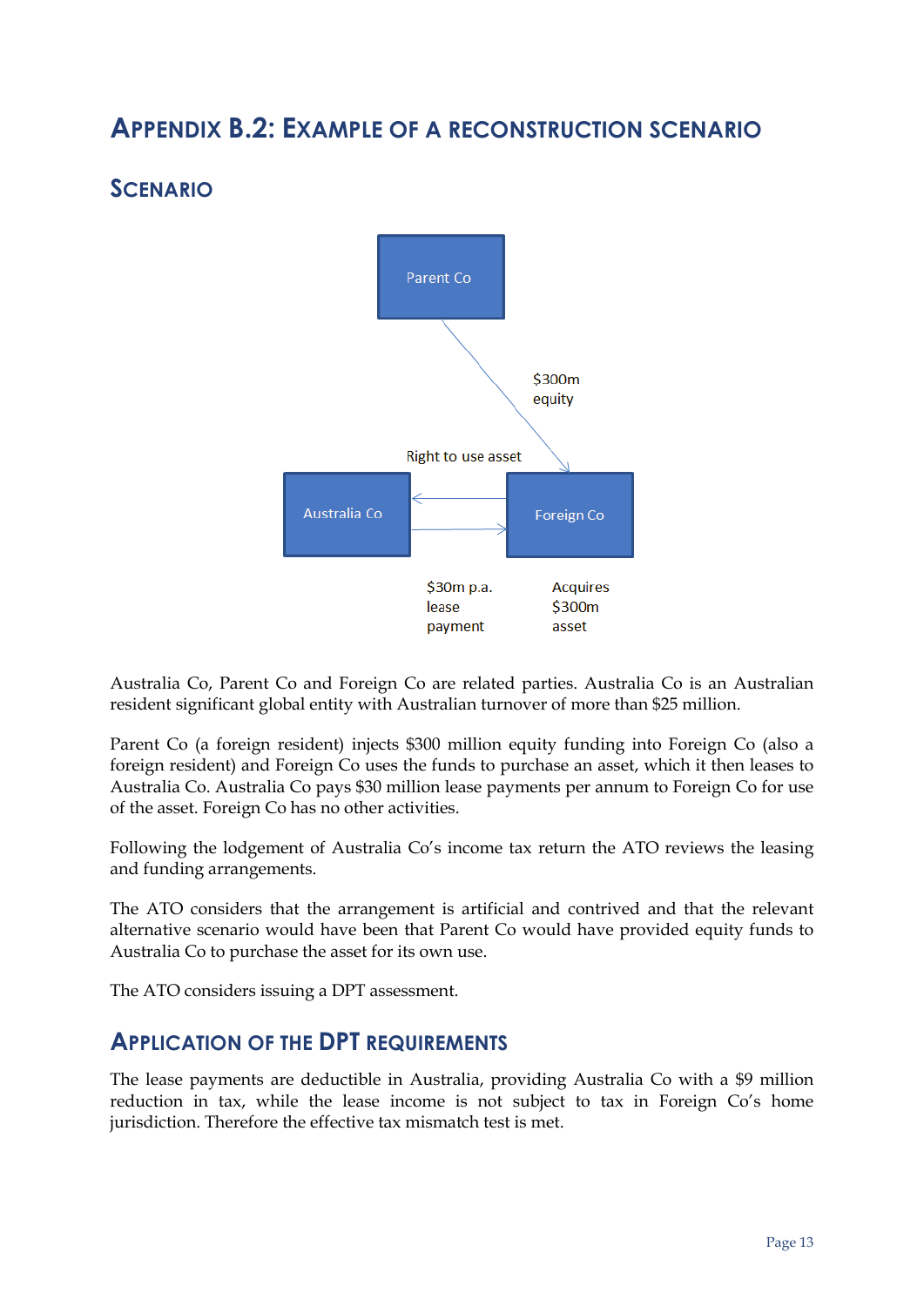# APPENDIX B.2: EXAMPLE OF A RECONSTRUCTION SCENARIO

## SCENARIO

Australia Co, Parent Co and Foreign Co are related parties. Australia Co is an Australian resident significant global entity with Australian turnover of more than $25 million.

Parent Co (a foreign resident) injects $300 million equity funding into Foreign Co (also a foreign resident) and Foreign Co uses the funds to purchase an asset, which it then leases to Australia Co. Australia Co pays $30 million lease payments per annum to Foreign Co for use of the asset. Foreign Co has no other activities.

Following the lodgement of Australia Co's income tax return the ATO reviews the leasing and funding arrangements.

The ATO considers that the arrangement is artificial and contrived and that the relevant alternative scenario would have been that Parent Co would have provided equity funds to Australia Co to purchase the asset for its own use.

The ATO considers issuing a DPT assessment.

## APPLICATION OF THE DPT REQUIREMENTS

The lease payments are deductible in Australia, providing Australia Co with a $9 million reduction in tax, while the lease income is not subject to tax in Foreign Co's home jurisdiction. Therefore the effective tax mismatch test is met.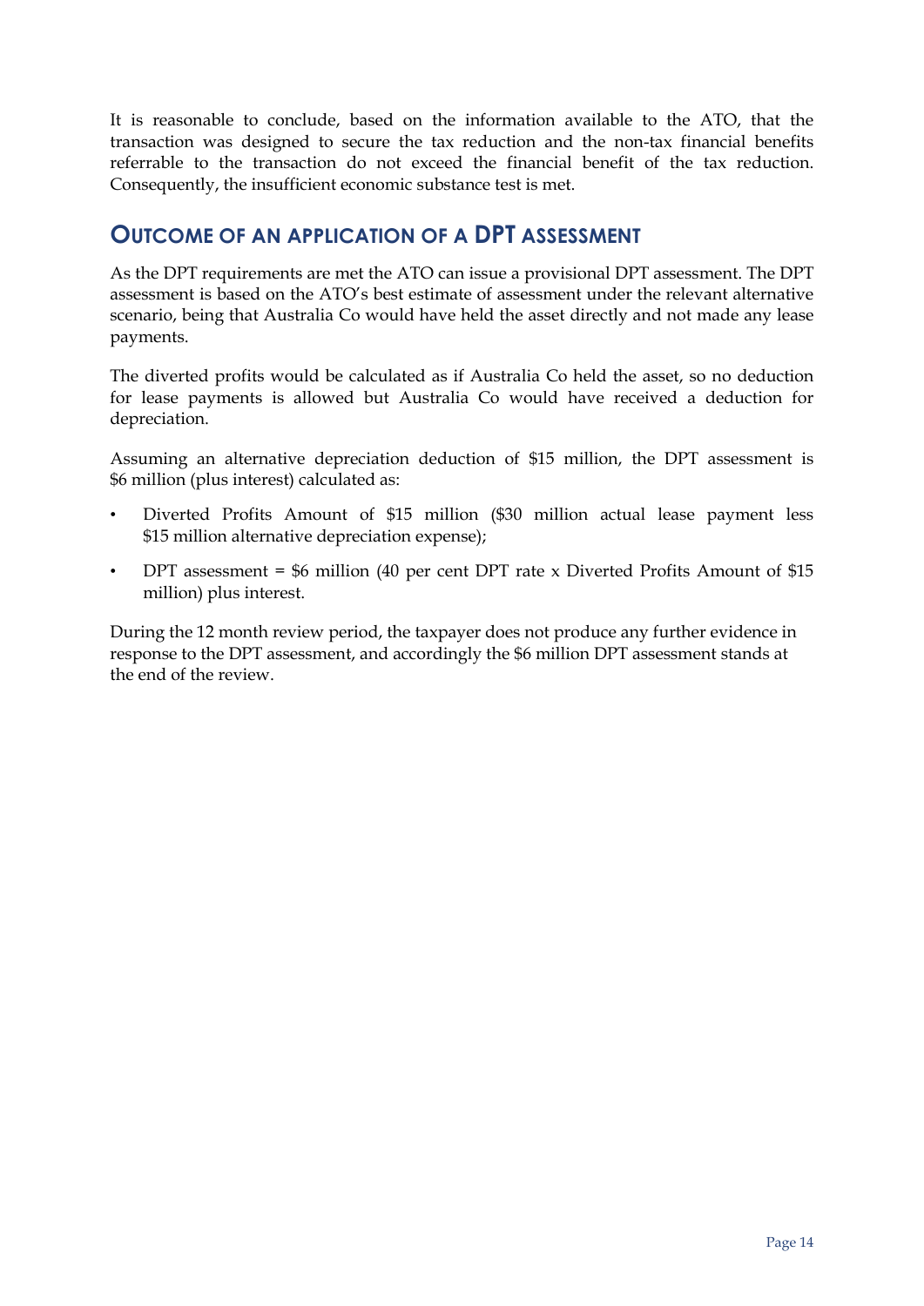It is reasonable to conclude, based on the information available to the ATO, that the transaction was designed to secure the tax reduction and the non-tax financial benefits referrable to the transaction do not exceed the financial benefit of the tax reduction. Consequently, the insufficient economic substance test is met.

## Outcome of an application of a DPT assessment

As the DPT requirements are met the ATO can issue a provisional DPT assessment. The DPT assessment is based on the ATO's best estimate of assessment under the relevant alternative scenario, being that Australia Co would have held the asset directly and not made any lease payments.

The diverted profits would be calculated as if Australia Co held the asset, so no deduction for lease payments is allowed but Australia Co would have received a deduction for depreciation.

Assuming an alternative depreciation deduction of $15 million, the DPT assessment is $6 million (plus interest) calculated as:

- Diverted Profits Amount of $15 million ($30 million actual lease payment less $15 million alternative depreciation expense);
- DPT assessment = $6 million (40 per cent DPT rate x Diverted Profits Amount of $15 million) plus interest.

During the 12 month review period, the taxpayer does not produce any further evidence in response to the DPT assessment, and accordingly the $6 million DPT assessment stands at the end of the review.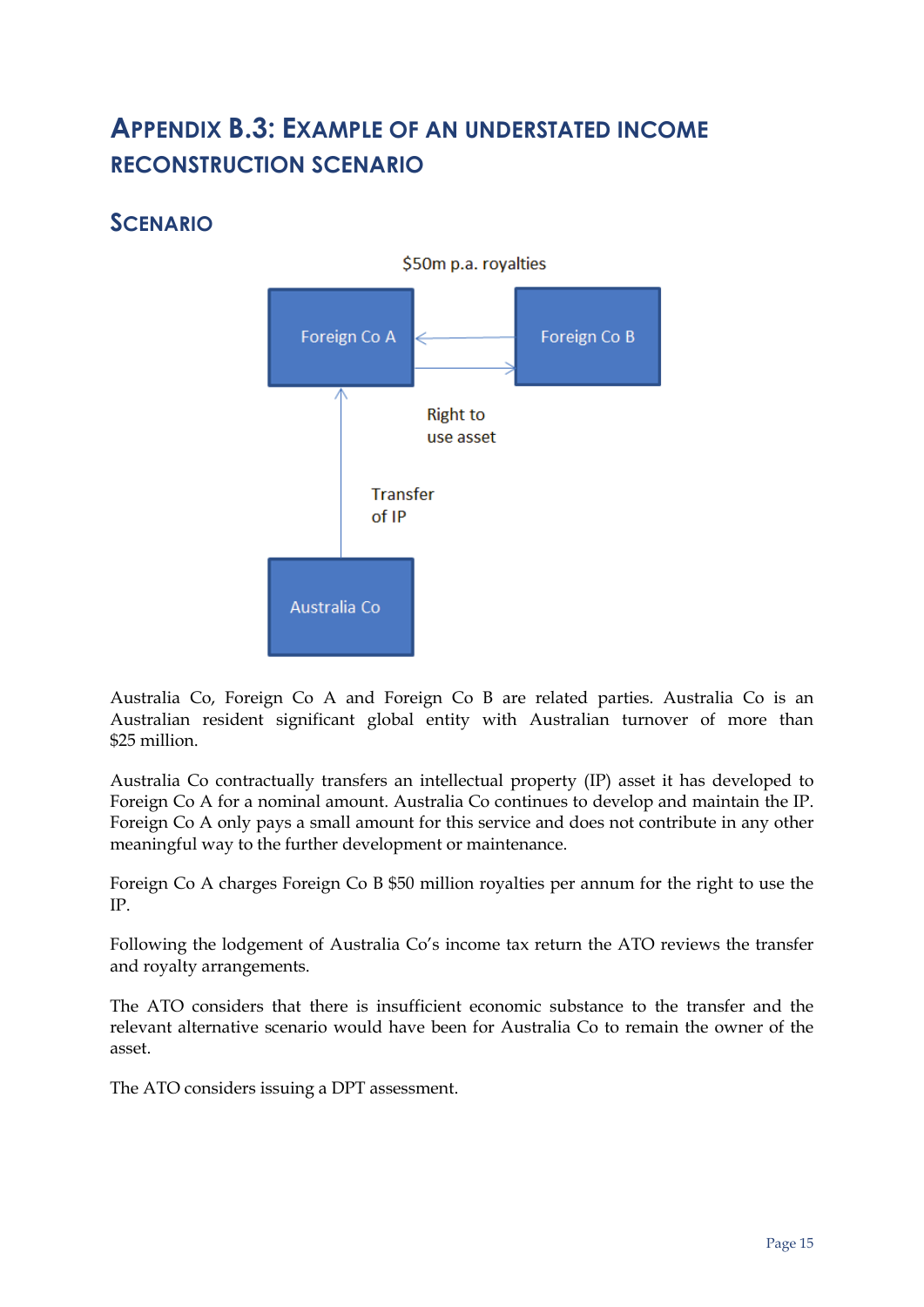# Appendix B.3: Example of an understated income reconstruction scenario

## Scenario

$50m p.a. royalties

Foreign Co A ⟷ Foreign Co B

Right to use asset

Transfer of IP

Australia Co

Australia Co, Foreign Co A and Foreign Co B are related parties. Australia Co is an Australian resident significant global entity with Australian turnover of more than $25 million.

Australia Co contractually transfers an intellectual property (IP) asset it has developed to Foreign Co A for a nominal amount. Australia Co continues to develop and maintain the IP. Foreign Co A only pays a small amount for this service and does not contribute in any other meaningful way to the further development or maintenance.

Foreign Co A charges Foreign Co B $50 million royalties per annum for the right to use the IP.

Following the lodgement of Australia Co's income tax return the ATO reviews the transfer and royalty arrangements.

The ATO considers that there is insufficient economic substance to the transfer and the relevant alternative scenario would have been for Australia Co to remain the owner of the asset.

The ATO considers issuing a DPT assessment.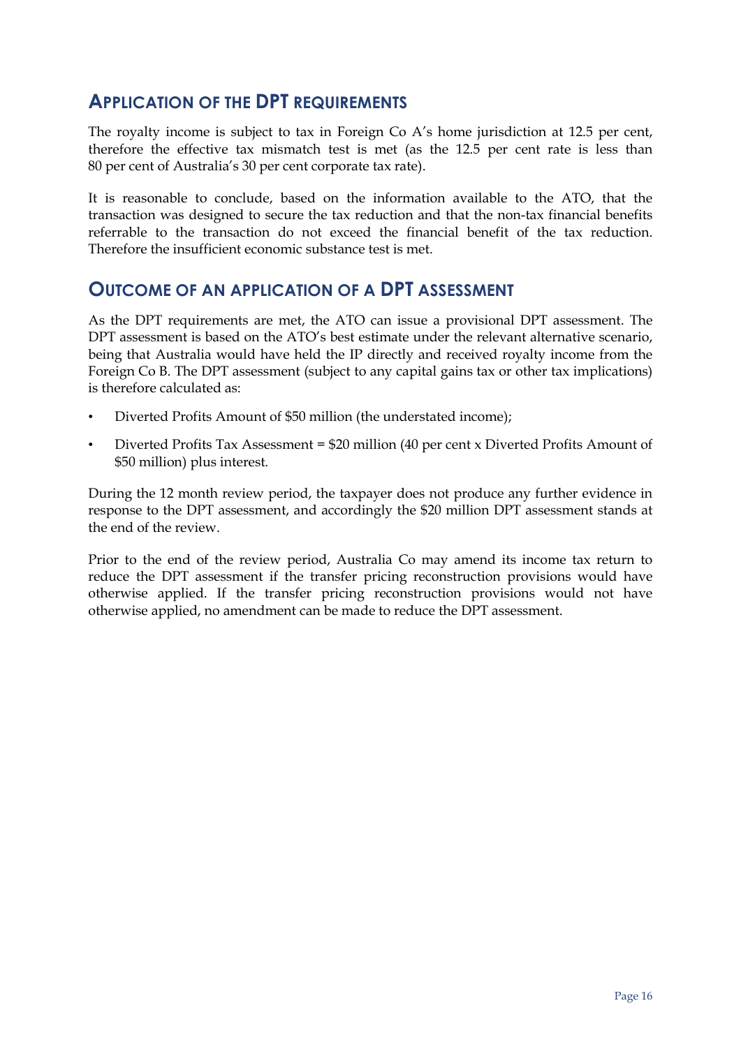## Application of the DPT requirements

The royalty income is subject to tax in Foreign Co A's home jurisdiction at 12.5 per cent, therefore the effective tax mismatch test is met (as the 12.5 per cent rate is less than 80 per cent of Australia's 30 per cent corporate tax rate).

It is reasonable to conclude, based on the information available to the ATO, that the transaction was designed to secure the tax reduction and that the non-tax financial benefits referrable to the transaction do not exceed the financial benefit of the tax reduction. Therefore the insufficient economic substance test is met.

## Outcome of an application of a DPT assessment

As the DPT requirements are met, the ATO can issue a provisional DPT assessment. The DPT assessment is based on the ATO's best estimate under the relevant alternative scenario, being that Australia would have held the IP directly and received royalty income from the Foreign Co B. The DPT assessment (subject to any capital gains tax or other tax implications) is therefore calculated as:

- Diverted Profits Amount of $50 million (the understated income);
- Diverted Profits Tax Assessment = $20 million (40 per cent x Diverted Profits Amount of $50 million) plus interest.

During the 12 month review period, the taxpayer does not produce any further evidence in response to the DPT assessment, and accordingly the $20 million DPT assessment stands at the end of the review.

Prior to the end of the review period, Australia Co may amend its income tax return to reduce the DPT assessment if the transfer pricing reconstruction provisions would have otherwise applied. If the transfer pricing reconstruction provisions would not have otherwise applied, no amendment can be made to reduce the DPT assessment.